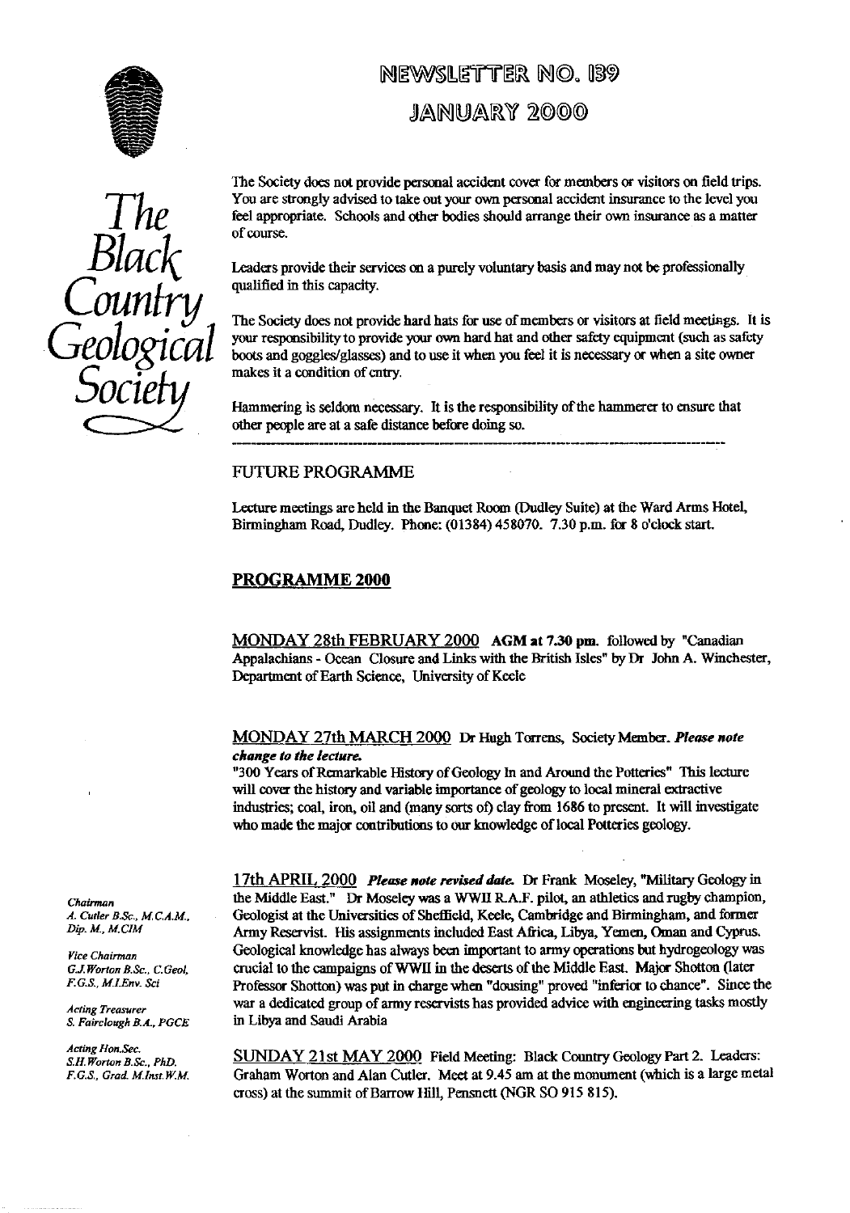# NEWSLETTER NO. 139

## JANUARY 2000

*The Black Country Geological Society*

The Society does not provide personal accident cover for members or visitors on field trips. You are strongly advised to take out your own personal accident insurance to the level you feel appropriate. Schools and other bodies should arrange their own insurance as a matter of course.

Leaders provide their services on a purely voluntary basis and may not be professionally qualified in this capacity.

The Society does not provide hard hats for use of members or visitors at field meetings. It is your responsibility to provide your own hard hat and other safety equipment (such as safety boots and goggles/glasses) and to use it when you feel it is necessary or when a site owner makes it a condition of entry.

Hammering is seldom necessary. It is the responsibility of the hammerer to ensure that other people are at a safe distance before doing so.

---

## FUTURE PROGRAMME

Lecture meetings are held in the Banquet Room (Dudley Suite) at the Ward Arms Hotel, Birmingham Road, Dudley. Phone: (01384) 458070. 7.30 p.m. for 8 o'clock start.

## PROGRAMME 2000

MONDAY 28th FEBRUARY 2000 **AGM at 7.30 pm.** followed by "Canadian Appalachians - Ocean Closure and Links with the British Isles" by Dr John A. Winchester, Department of Earth Science, University of Keele

MONDAY 27th MARCH 2000 Dr Hugh Torrens, Society Member. ***Please note change to the lecture.***
"300 Years of Remarkable History of Geology In and Around the Potteries" This lecture will cover the history and variable importance of geology to local mineral extractive industries; coal, iron, oil and (many sorts of) clay from 1686 to present. It will investigate who made the major contributions to our knowledge of local Potteries geology.

17th APRIL 2000 ***Please note revised date.*** Dr Frank Moseley, "Military Geology in the Middle East." Dr Moseley was a WWII R.A.F. pilot, an athletics and rugby champion, Geologist at the Universities of Sheffield, Keele, Cambridge and Birmingham, and former Army Reservist. His assignments included East Africa, Libya, Yemen, Oman and Cyprus. Geological knowledge has always been important to army operations but hydrogeology was crucial to the campaigns of WWII in the deserts of the Middle East. Major Shotton (later Professor Shotton) was put in charge when "dousing" proved "inferior to chance". Since the war a dedicated group of army reservists has provided advice with engineering tasks mostly in Libya and Saudi Arabia

SUNDAY 21st MAY 2000 Field Meeting: Black Country Geology Part 2. Leaders: Graham Worton and Alan Cutler. Meet at 9.45 am at the monument (which is a large metal cross) at the summit of Barrow Hill, Pensnett (NGR SO 915 815).

*Chairman*
*A. Cutler B.Sc., M.C.A.M., Dip. M., M.CIM*

*Vice Chairman*
*G.J. Worton B.Sc., C.Geol, F.G.S., M.I.Env. Sci*

*Acting Treasurer*
*S. Fairclough B.A., PGCE*

*Acting Hon.Sec.*
*S.H. Worton B.Sc., PhD. F.G.S., Grad. M.Inst.W.M.*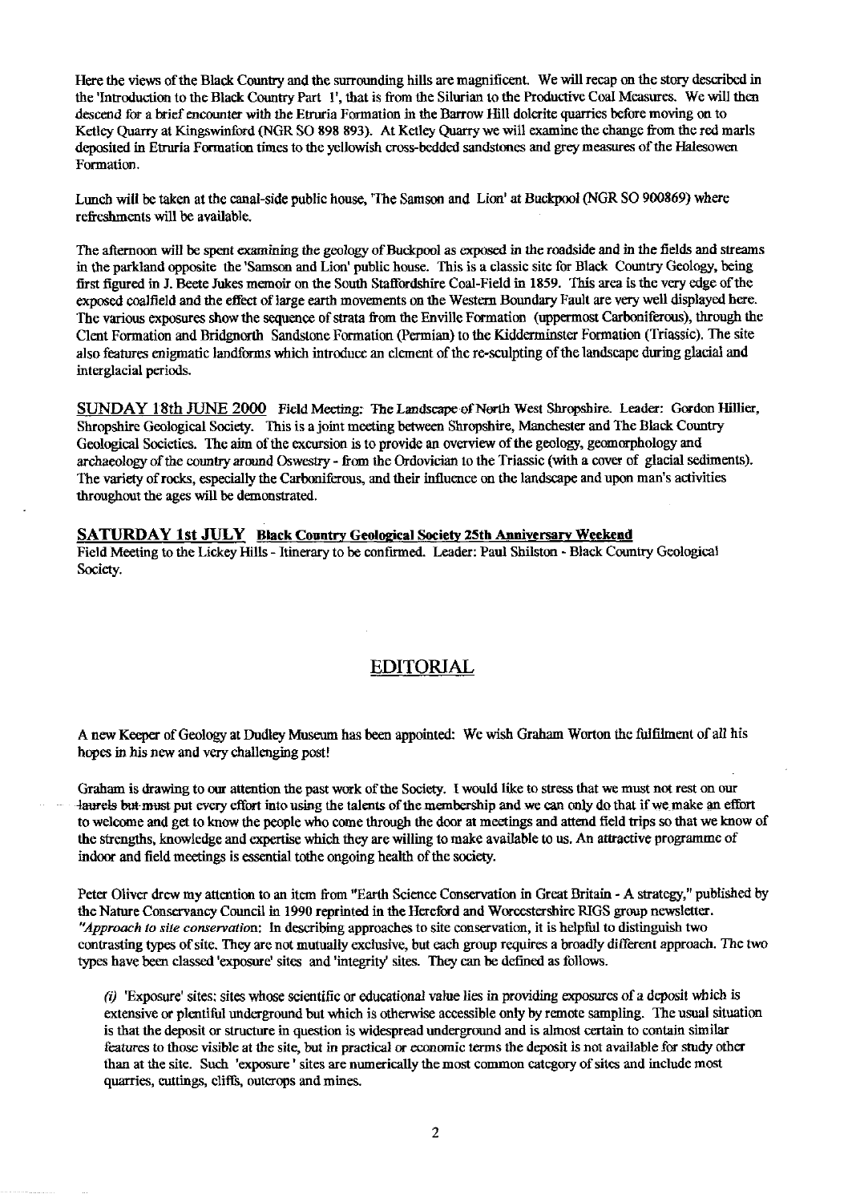Here the views of the Black Country and the surrounding hills are magnificent. We will recap on the story described in the 'Introduction to the Black Country Part 1', that is from the Silurian to the Productive Coal Measures. We will then descend for a brief encounter with the Etruria Formation in the Barrow Hill dolerite quarries before moving on to Ketley Quarry at Kingswinford (NGR SO 898 893). At Ketley Quarry we will examine the change from the red marls deposited in Etruria Formation times to the yellowish cross-bedded sandstones and grey measures of the Halesowen Formation.

Lunch will be taken at the canal-side public house, 'The Samson and Lion' at Buckpool (NGR SO 900869) where refreshments will be available.

The afternoon will be spent examining the geology of Buckpool as exposed in the roadside and in the fields and streams in the parkland opposite the 'Samson and Lion' public house. This is a classic site for Black Country Geology, being first figured in J. Beete Jukes memoir on the South Staffordshire Coal-Field in 1859. This area is the very edge of the exposed coalfield and the effect of large earth movements on the Western Boundary Fault are very well displayed here. The various exposures show the sequence of strata from the Enville Formation (uppermost Carboniferous), through the Clent Formation and Bridgnorth Sandstone Formation (Permian) to the Kidderminster Formation (Triassic). The site also features enigmatic landforms which introduce an element of the re-sculpting of the landscape during glacial and interglacial periods.

SUNDAY 18th JUNE 2000 Field Meeting: The Landscape of North West Shropshire. Leader: Gordon Hillier, Shropshire Geological Society. This is a joint meeting between Shropshire, Manchester and The Black Country Geological Societies. The aim of the excursion is to provide an overview of the geology, geomorphology and archaeology of the country around Oswestry - from the Ordovician to the Triassic (with a cover of glacial sediments). The variety of rocks, especially the Carboniferous, and their influence on the landscape and upon man's activities throughout the ages will be demonstrated.

SATURDAY 1st JULY **Black Country Geological Society 25th Anniversary Weekend**
Field Meeting to the Lickey Hills - Itinerary to be confirmed. Leader: Paul Shilston - Black Country Geological Society.

## EDITORIAL

A new Keeper of Geology at Dudley Museum has been appointed: We wish Graham Worton the fulfilment of *all* his hopes in his new and very challenging post!

Graham is drawing to our attention the past work of the Society. I would like to stress that we must not rest on our laurels but must put every effort into using the talents of the membership and we can only do that if we make an effort to welcome and get to know the people who come through the door at meetings and attend field trips so that we know of the strengths, knowledge and expertise which they are willing to make available to us. An attractive programme of indoor and field meetings is essential tothe ongoing health of the society.

Peter Oliver drew my attention to an item from "Earth Science Conservation in Great Britain - A strategy," published by the Nature Conservancy Council in 1990 reprinted in the Hereford and Worcestershire RIGS group newsletter. *"Approach to site conservation*: In describing approaches to site conservation, it is helpful to distinguish two contrasting types of site. They are not mutually exclusive, but each group requires a broadly different approach. The two types have been classed 'exposure' sites and 'integrity' sites. They can be defined as follows.

*(i)* 'Exposure' sites: sites whose scientific or educational value lies in providing exposures of a deposit which is extensive or plentiful underground but which is otherwise accessible only by remote sampling. The usual situation is that the deposit or structure in question is widespread underground and is almost certain to contain similar features to those visible at the site, but in practical or economic terms the deposit is not available for study other than at the site. Such 'exposure' sites are numerically the most common category of sites and include most quarries, cuttings, cliffs, outcrops and mines.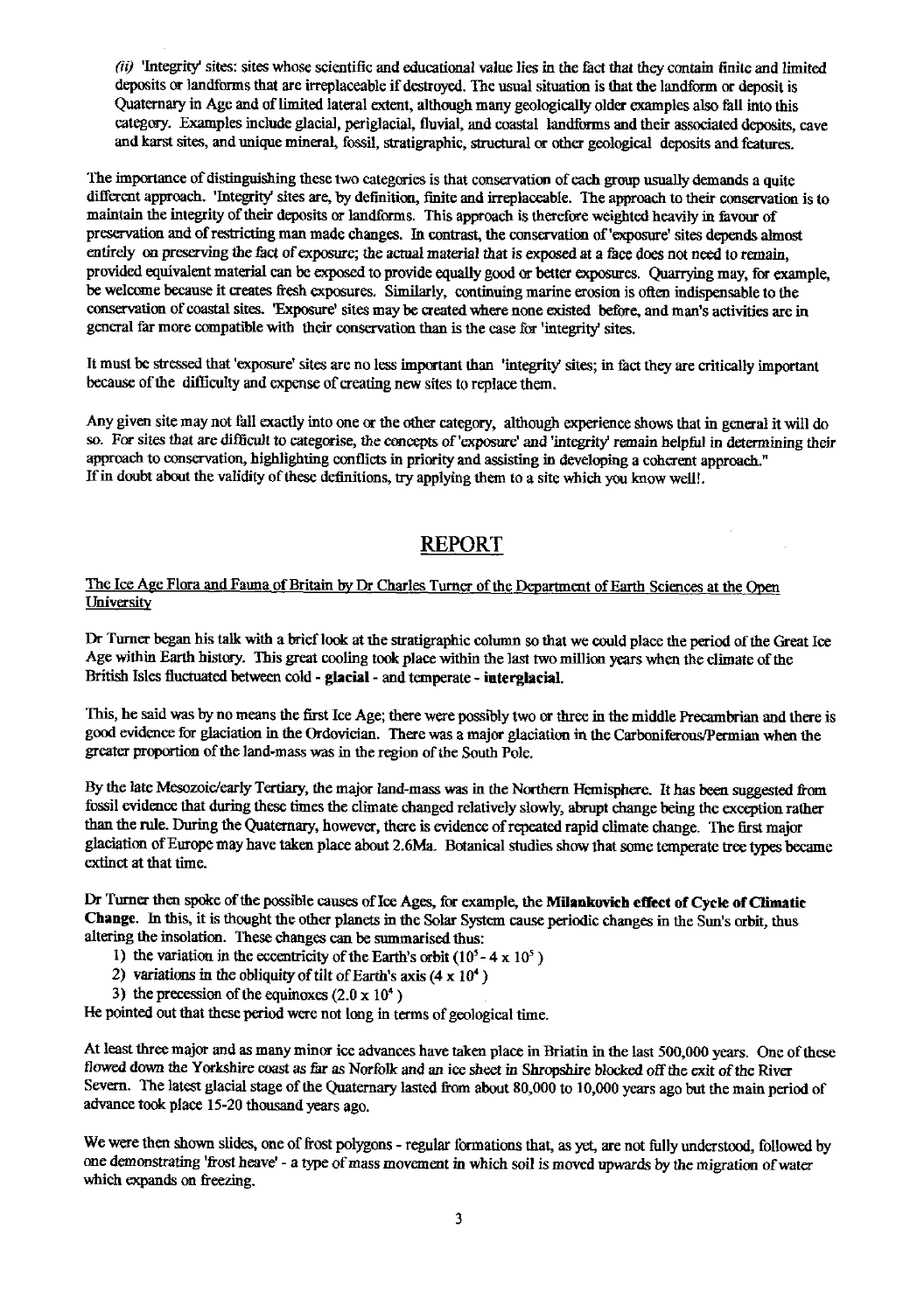*(ii)* 'Integrity' sites: sites whose scientific and educational value lies in the fact that they contain finite and limited deposits or landforms that are irreplaceable if destroyed. The usual situation is that the landform or deposit is Quaternary in Age and of limited lateral extent, although many geologically older examples also fall into this category. Examples include glacial, periglacial, fluvial, and coastal landforms and their associated deposits, cave and karst sites, and unique mineral, fossil, stratigraphic, structural or other geological deposits and features.

The importance of distinguishing these two categories is that conservation of each group usually demands a quite different approach. 'Integrity' sites are, by definition, finite and irreplaceable. The approach to their conservation is to maintain the integrity of their deposits or landforms. This approach is therefore weighted heavily in favour of preservation and of restricting man made changes. In contrast, the conservation of 'exposure' sites depends almost entirely on preserving the fact of exposure; the actual material that is exposed at a face does not need to remain, provided equivalent material can be exposed to provide equally good or better exposures. Quarrying may, for example, be welcome because it creates fresh exposures. Similarly, continuing marine erosion is often indispensable to the conservation of coastal sites. 'Exposure' sites may be created where none existed before, and man's activities are in general far more compatible with their conservation than is the case for 'integrity' sites.

It must be stressed that 'exposure' sites are no less important than 'integrity' sites; in fact they are critically important because of the difficulty and expense of creating new sites to replace them.

Any given site may not fall exactly into one or the other category, although experience shows that in general it will do so. For sites that are difficult to categorise, the concepts of 'exposure' and 'integrity' remain helpful in determining their approach to conservation, highlighting conflicts in priority and assisting in developing a coherent approach."
If in doubt about the validity of these definitions, try applying them to a site which you know well!.

## REPORT

The Ice Age Flora and Fauna of Britain by Dr Charles Turner of the Department of Earth Sciences at the Open University

Dr Turner began his talk with a brief look at the stratigraphic column so that we could place the period of the Great Ice Age within Earth history. This great cooling took place within the last two million years when the climate of the British Isles fluctuated between cold - **glacial** - and temperate - **interglacial**.

This, he said was by no means the first Ice Age; there were possibly two or three in the middle Precambrian and there is good evidence for glaciation in the Ordovician. There was a major glaciation in the Carboniferous/Permian when the greater proportion of the land-mass was in the region of the South Pole.

By the late Mesozoic/early Tertiary, the major land-mass was in the Northern Hemisphere. It has been suggested from fossil evidence that during these times the climate changed relatively slowly, abrupt change being the exception rather than the rule. During the Quaternary, however, there is evidence of repeated rapid climate change. The first major glaciation of Europe may have taken place about 2.6Ma. Botanical studies show that some temperate tree types became extinct at that time.

Dr Turner then spoke of the possible causes of Ice Ages, for example, the **Milankovich effect of Cycle of Climatic Change**. In this, it is thought the other planets in the Solar System cause periodic changes in the Sun's orbit, thus altering the insolation. These changes can be summarised thus:

1) the variation in the eccentricity of the Earth's orbit ($10^5$ - $4 \times 10^5$ )
2) variations in the obliquity of tilt of Earth's axis ($4 \times 10^4$ )
3) the precession of the equinoxes ($2.0 \times 10^4$ )

He pointed out that these period were not long in terms of geological time.

At least three major and as many minor ice advances have taken place in Briatin in the last 500,000 years. One of these flowed down the Yorkshire coast as far as Norfolk and an ice sheet in Shropshire blocked off the exit of the River Severn. The latest glacial stage of the Quaternary lasted from about 80,000 to 10,000 years ago but the main period of advance took place 15-20 thousand years ago.

We were then shown slides, one of frost polygons - regular formations that, as yet, are not fully understood, followed by one demonstrating 'frost heave' - a type of mass movement in which soil is moved upwards by the migration of water which expands on freezing.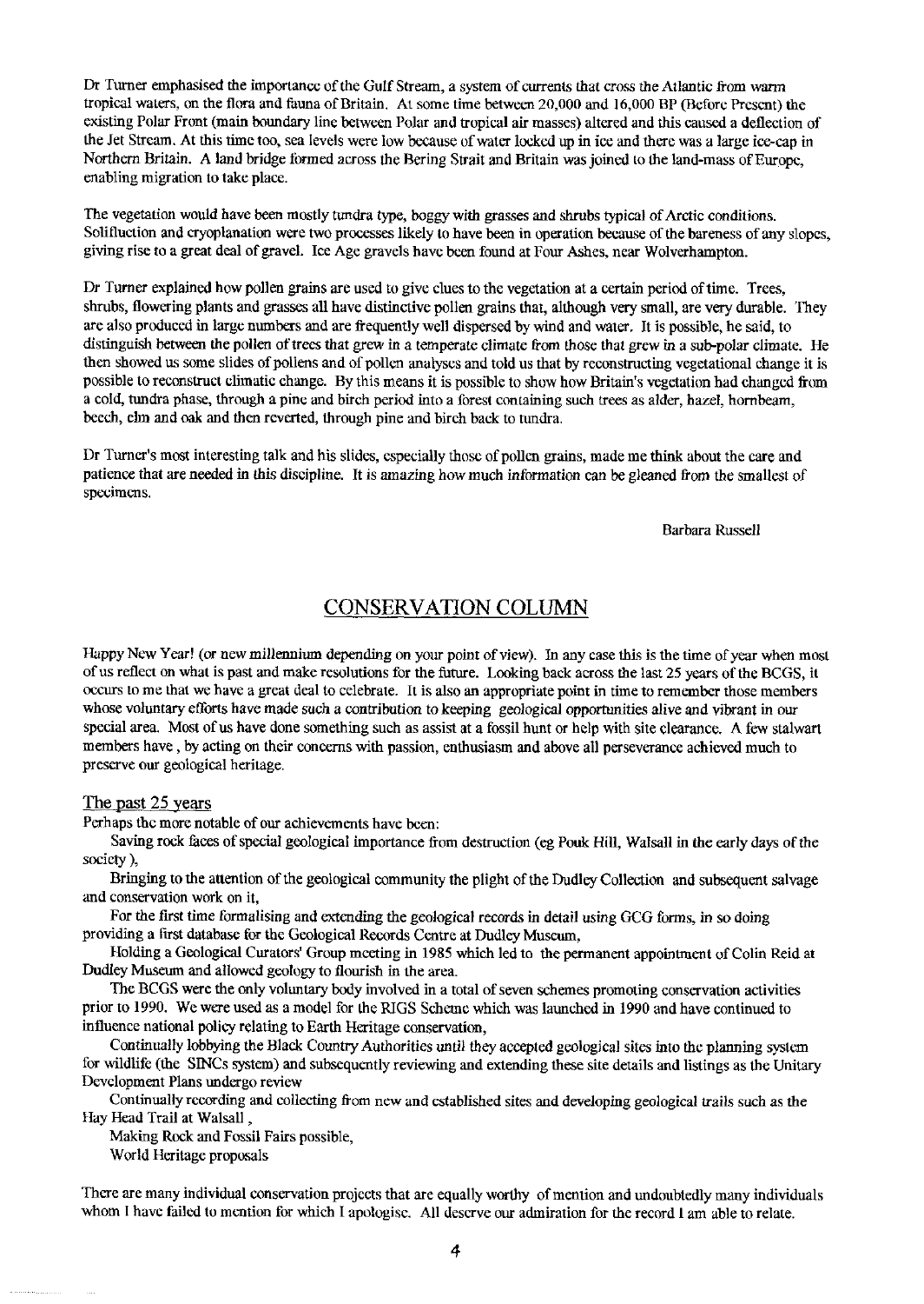Dr Turner emphasised the importance of the Gulf Stream, a system of currents that cross the Atlantic from warm tropical waters, on the flora and fauna of Britain. At some time between 20,000 and 16,000 BP (Before Present) the existing Polar Front (main boundary line between Polar and tropical air masses) altered and this caused a deflection of the Jet Stream. At this time too, sea levels were low because of water locked up in ice and there was a large ice-cap in Northern Britain. A land bridge formed across the Bering Strait and Britain was joined to the land-mass of Europe, enabling migration to take place.

The vegetation would have been mostly tundra type, boggy with grasses and shrubs typical of Arctic conditions. Solifluction and cryoplanation were two processes likely to have been in operation because of the bareness of any slopes, giving rise to a great deal of gravel. Ice Age gravels have been found at Four Ashes, near Wolverhampton.

Dr Turner explained how pollen grains are used to give clues to the vegetation at a certain period of time. Trees, shrubs, flowering plants and grasses all have distinctive pollen grains that, although very small, are very durable. They are also produced in large numbers and are frequently well dispersed by wind and water. It is possible, he said, to distinguish between the pollen of trees that grew in a temperate climate from those that grew in a sub-polar climate. He then showed us some slides of pollens and of pollen analyses and told us that by reconstructing vegetational change it is possible to reconstruct climatic change. By this means it is possible to show how Britain's vegetation had changed from a cold, tundra phase, through a pine and birch period into a forest containing such trees as alder, hazel, hornbeam, beech, elm and oak and then reverted, through pine and birch back to tundra.

Dr Turner's most interesting talk and his slides, especially those of pollen grains, made me think about the care and patience that are needed in this discipline. It is amazing how much information can be gleaned from the smallest of specimens.

Barbara Russell

## CONSERVATION COLUMN

Happy New Year! (or new millennium depending on your point of view). In any case this is the time of year when most of us reflect on what is past and make resolutions for the future. Looking back across the last 25 years of the BCGS, it occurs to me that we have a great deal to celebrate. It is also an appropriate point in time to remember those members whose voluntary efforts have made such a contribution to keeping geological opportunities alive and vibrant in our special area. Most of us have done something such as assist at a fossil hunt or help with site clearance. A few stalwart members have , by acting on their concerns with passion, enthusiasm and above all perseverance achieved much to preserve our geological heritage.

### The past 25 years

Perhaps the more notable of our achievements have been:

Saving rock faces of special geological importance from destruction (eg Pouk Hill, Walsall in the early days of the society ),

Bringing to the attention of the geological community the plight of the Dudley Collection and subsequent salvage and conservation work on it,

For the first time formalising and extending the geological records in detail using GCG forms, in so doing providing a first database for the Geological Records Centre at Dudley Museum,

Holding a Geological Curators' Group meeting in 1985 which led to the permanent appointment of Colin Reid at Dudley Museum and allowed geology to flourish in the area.

The BCGS were the only voluntary body involved in a total of seven schemes promoting conservation activities prior to 1990. We were used as a model for the RIGS Scheme which was launched in 1990 and have continued to influence national policy relating to Earth Heritage conservation,

Continually lobbying the Black Country Authorities until they accepted geological sites into the planning system for wildlife (the SINCs system) and subsequently reviewing and extending these site details and listings as the Unitary Development Plans undergo review

Continually recording and collecting from new and established sites and developing geological trails such as the Hay Head Trail at Walsall ,

Making Rock and Fossil Fairs possible,

World Heritage proposals

There are many individual conservation projects that are equally worthy of mention and undoubtedly many individuals whom I have failed to mention for which I apologise. All deserve our admiration for the record I am able to relate.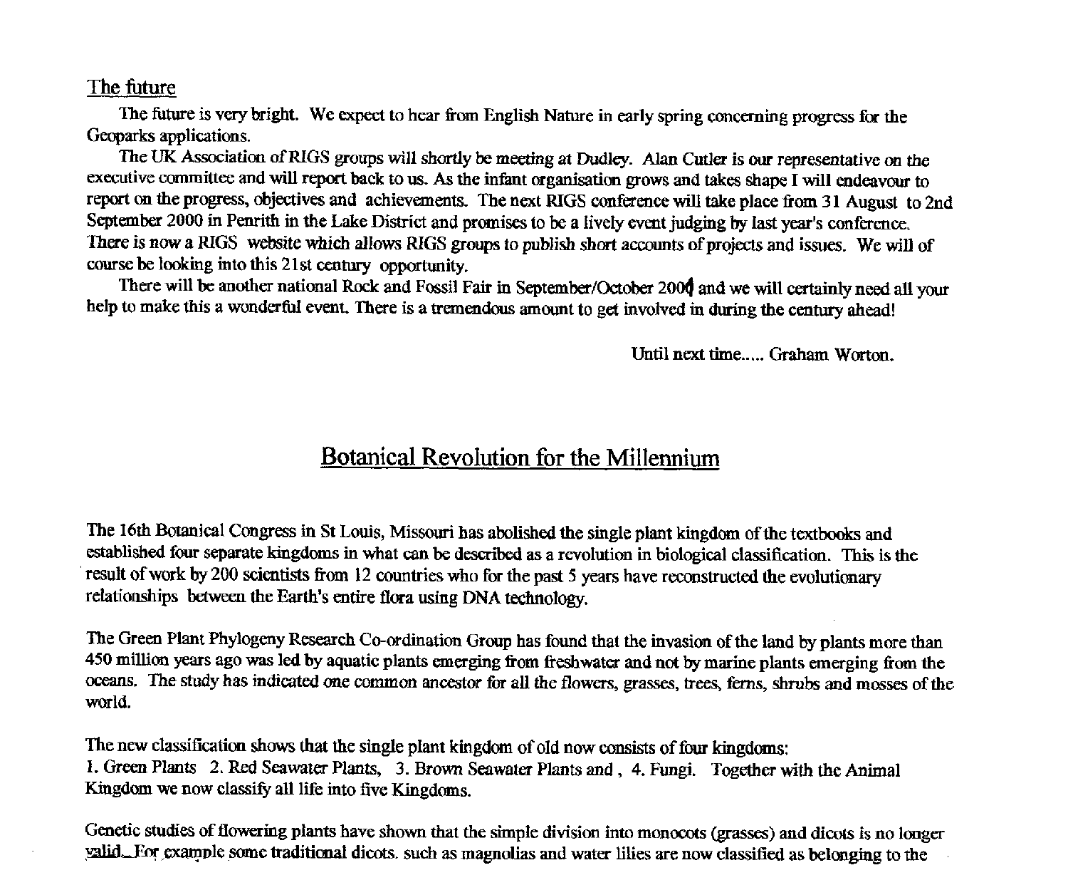## The future

The future is very bright. We expect to hear from English Nature in early spring concerning progress for the Geoparks applications.

The UK Association of RIGS groups will shortly be meeting at Dudley. Alan Cutler is our representative on the executive committee and will report back to us. As the infant organisation grows and takes shape I will endeavour to report on the progress, objectives and achievements. The next RIGS conference will take place from 31 August to 2nd September 2000 in Penrith in the Lake District and promises to be a lively event judging by last year's conference. There is now a RIGS website which allows RIGS groups to publish short accounts of projects and issues. We will of course be looking into this 21st century opportunity.

There will be another national Rock and Fossil Fair in September/October 2000 and we will certainly need all your help to make this a wonderful event. There is a tremendous amount to get involved in during the century ahead!

Until next time..... Graham Worton.

# Botanical Revolution for the Millennium

The 16th Botanical Congress in St Louis, Missouri has abolished the single plant kingdom of the textbooks and established four separate kingdoms in what can be described as a revolution in biological classification. This is the result of work by 200 scientists from 12 countries who for the past 5 years have reconstructed the evolutionary relationships between the Earth's entire flora using DNA technology.

The Green Plant Phylogeny Research Co-ordination Group has found that the invasion of the land by plants more than 450 million years ago was led by aquatic plants emerging from freshwater and not by marine plants emerging from the oceans. The study has indicated one common ancestor for all the flowers, grasses, trees, ferns, shrubs and mosses of the world.

The new classification shows that the single plant kingdom of old now consists of four kingdoms:
1. Green Plants 2. Red Seawater Plants, 3. Brown Seawater Plants and , 4. Fungi. Together with the Animal Kingdom we now classify all life into five Kingdoms.

Genetic studies of flowering plants have shown that the simple division into monocots (grasses) and dicots is no longer valid. For example some traditional dicots. such as magnolias and water lilies are now classified as belonging to the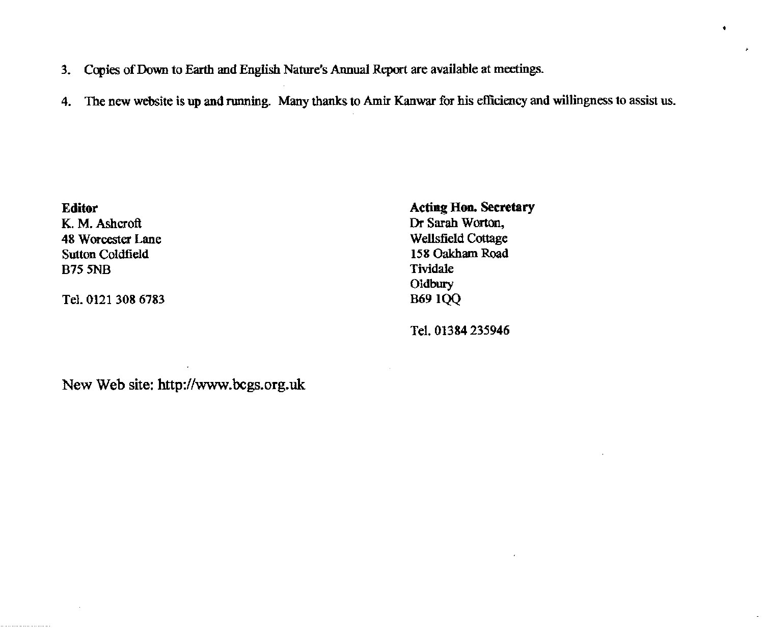3. Copies of Down to Earth and English Nature's Annual Report are available at meetings.

4. The new website is up and running. Many thanks to Amir Kanwar for his efficiency and willingness to assist us.

**Editor**
K. M. Ashcroft
48 Worcester Lane
Sutton Coldfield
B75 5NB

Tel. 0121 308 6783

**Acting Hon. Secretary**
Dr Sarah Worton,
Wellsfield Cottage
158 Oakham Road
Tividale
Oldbury
B69 1QQ

Tel. 01384 235946

New Web site: http://www.bcgs.org.uk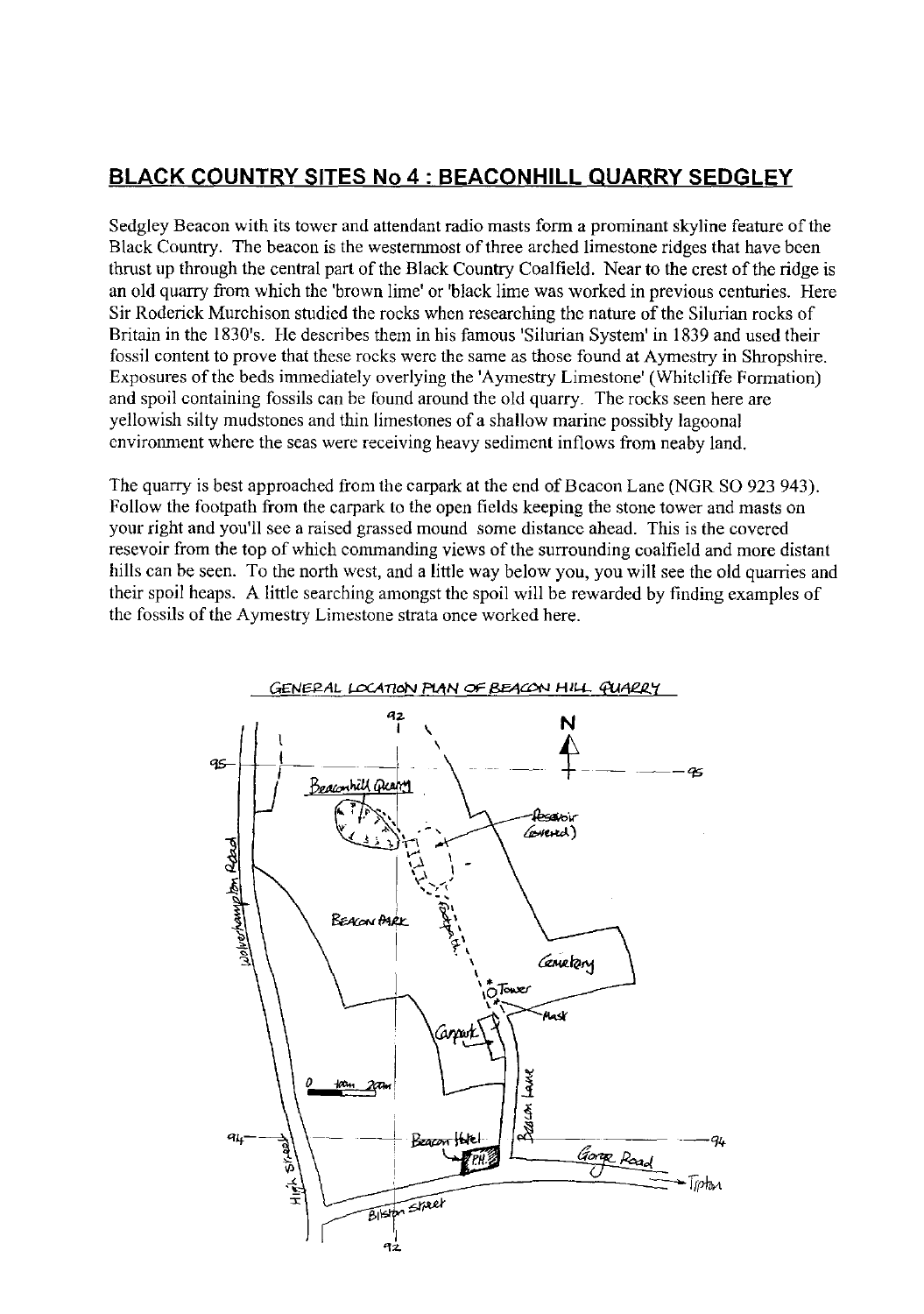## BLACK COUNTRY SITES No 4 : BEACONHILL QUARRY SEDGLEY

Sedgley Beacon with its tower and attendant radio masts form a prominant skyline feature of the Black Country. The beacon is the westernmost of three arched limestone ridges that have been thrust up through the central part of the Black Country Coalfield. Near to the crest of the ridge is an old quarry from which the 'brown lime' or 'black lime was worked in previous centuries. Here Sir Roderick Murchison studied the rocks when researching the nature of the Silurian rocks of Britain in the 1830's. He describes them in his famous 'Silurian System' in 1839 and used their fossil content to prove that these rocks were the same as those found at Aymestry in Shropshire. Exposures of the beds immediately overlying the 'Aymestry Limestone' (Whitcliffe Formation) and spoil containing fossils can be found around the old quarry. The rocks seen here are yellowish silty mudstones and thin limestones of a shallow marine possibly lagoonal environment where the seas were receiving heavy sediment inflows from neaby land.

The quarry is best approached from the carpark at the end of Beacon Lane (NGR SO 923 943). Follow the footpath from the carpark to the open fields keeping the stone tower and masts on your right and you'll see a raised grassed mound some distance ahead. This is the covered resevoir from the top of which commanding views of the surrounding coalfield and more distant hills can be seen. To the north west, and a little way below you, you will see the old quarries and their spoil heaps. A little searching amongst the spoil will be rewarded by finding examples of the fossils of the Aymestry Limestone strata once worked here.

GENERAL LOCATION PLAN OF BEACON HILL QUARRY

N
92
95
Beaconhill Quarry
Resevoir (covered)
Wolverhampton Road
Beacon Park
Footpath
Cemetery
Tower
Mast
Carpark
0 100m 200m
Beacon Lane
94
Beacon Hotel
P.H.
Gorge Road
Tipton
High Street
Bilston Street
92